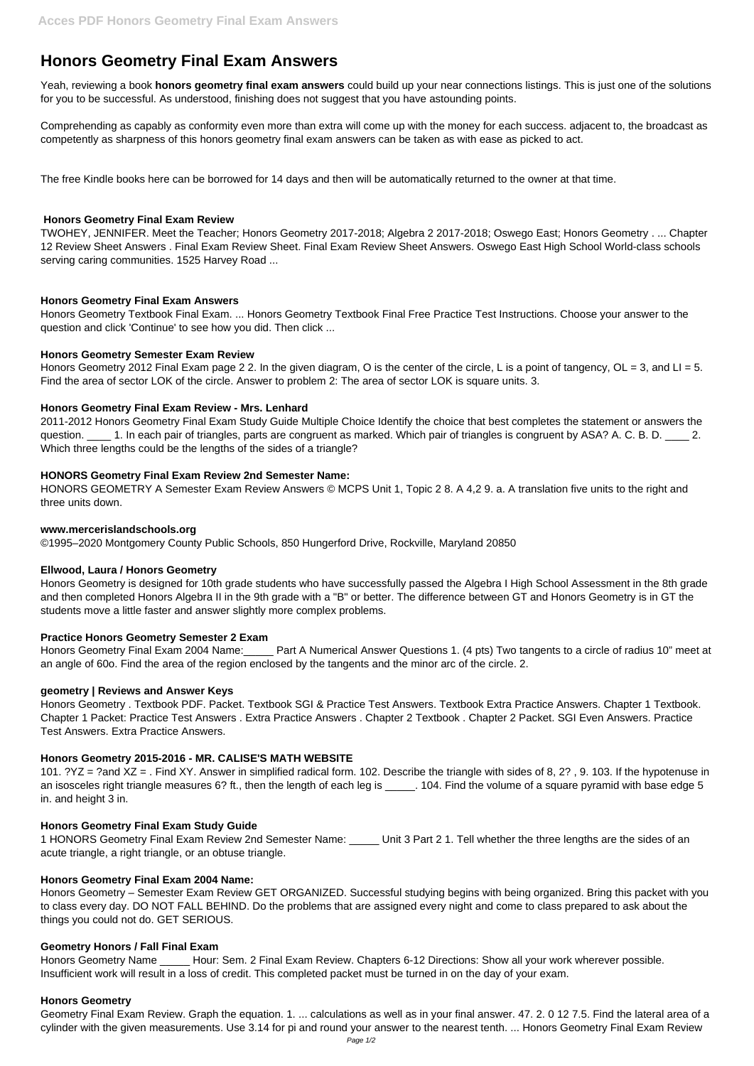# Honors Geometry Final Exam Answers

Yeah, reviewing a book **honors geometry final exam answers** could build up your near connections listings. This is just one of the solutions for you to be successful. As understood, finishing does not suggest that you have astounding points.

Comprehending as capably as conformity even more than extra will come up with the money for each success. adjacent to, the broadcast as competently as sharpness of this honors geometry final exam answers can be taken as with ease as picked to act.

The free Kindle books here can be borrowed for 14 days and then will be automatically returned to the owner at that time.

### Honors Geometry Final Exam Review

TWOHEY, JENNIFER. Meet the Teacher; Honors Geometry 2017-2018; Algebra 2 2017-2018; Oswego East; Honors Geometry . ... Chapter 12 Review Sheet Answers . Final Exam Review Sheet. Final Exam Review Sheet Answers. Oswego East High School World-class schools serving caring communities. 1525 Harvey Road ...

### Honors Geometry Final Exam Answers

Honors Geometry Textbook Final Exam. ... Honors Geometry Textbook Final Free Practice Test Instructions. Choose your answer to the question and click 'Continue' to see how you did. Then click ...

### Honors Geometry Semester Exam Review

Honors Geometry 2012 Final Exam page 2 2. In the given diagram, O is the center of the circle, L is a point of tangency, OL = 3, and LI = 5. Find the area of sector LOK of the circle. Answer to problem 2: The area of sector LOK is square units. 3.

### Honors Geometry Final Exam Review - Mrs. Lenhard

2011-2012 Honors Geometry Final Exam Study Guide Multiple Choice Identify the choice that best completes the statement or answers the question. ____ 1. In each pair of triangles, parts are congruent as marked. Which pair of triangles is congruent by ASA? A. C. B. D. ____ 2. Which three lengths could be the lengths of the sides of a triangle?

### HONORS Geometry Final Exam Review 2nd Semester Name:

HONORS GEOMETRY A Semester Exam Review Answers © MCPS Unit 1, Topic 2 8. A 4,2 9. a. A translation five units to the right and three units down.

### www.mercerislandschools.org

©1995–2020 Montgomery County Public Schools, 850 Hungerford Drive, Rockville, Maryland 20850

### Ellwood, Laura / Honors Geometry

Honors Geometry is designed for 10th grade students who have successfully passed the Algebra I High School Assessment in the 8th grade and then completed Honors Algebra II in the 9th grade with a "B" or better. The difference between GT and Honors Geometry is in GT the students move a little faster and answer slightly more complex problems.

### Practice Honors Geometry Semester 2 Exam

Honors Geometry Final Exam 2004 Name:_____ Part A Numerical Answer Questions 1. (4 pts) Two tangents to a circle of radius 10" meet at an angle of 60o. Find the area of the region enclosed by the tangents and the minor arc of the circle. 2.

### geometry | Reviews and Answer Keys

Honors Geometry . Textbook PDF. Packet. Textbook SGI & Practice Test Answers. Textbook Extra Practice Answers. Chapter 1 Textbook. Chapter 1 Packet: Practice Test Answers . Extra Practice Answers . Chapter 2 Textbook . Chapter 2 Packet. SGI Even Answers. Practice Test Answers. Extra Practice Answers.

### Honors Geometry 2015-2016 - MR. CALISE'S MATH WEBSITE

101. ?YZ = ?and XZ = . Find XY. Answer in simplified radical form. 102. Describe the triangle with sides of 8, 2? , 9. 103. If the hypotenuse in an isosceles right triangle measures 6? ft., then the length of each leg is _____. 104. Find the volume of a square pyramid with base edge 5 in. and height 3 in.

### Honors Geometry Final Exam Study Guide

1 HONORS Geometry Final Exam Review 2nd Semester Name: _____ Unit 3 Part 2 1. Tell whether the three lengths are the sides of an acute triangle, a right triangle, or an obtuse triangle.

### Honors Geometry Final Exam 2004 Name:

Honors Geometry – Semester Exam Review GET ORGANIZED. Successful studying begins with being organized. Bring this packet with you to class every day. DO NOT FALL BEHIND. Do the problems that are assigned every night and come to class prepared to ask about the things you could not do. GET SERIOUS.

### Geometry Honors / Fall Final Exam

Honors Geometry Name _____ Hour: Sem. 2 Final Exam Review. Chapters 6-12 Directions: Show all your work wherever possible. Insufficient work will result in a loss of credit. This completed packet must be turned in on the day of your exam.

### Honors Geometry

Geometry Final Exam Review. Graph the equation. 1. ... calculations as well as in your final answer. 47. 2. 0 12 7.5. Find the lateral area of a cylinder with the given measurements. Use 3.14 for pi and round your answer to the nearest tenth. ... Honors Geometry Final Exam Review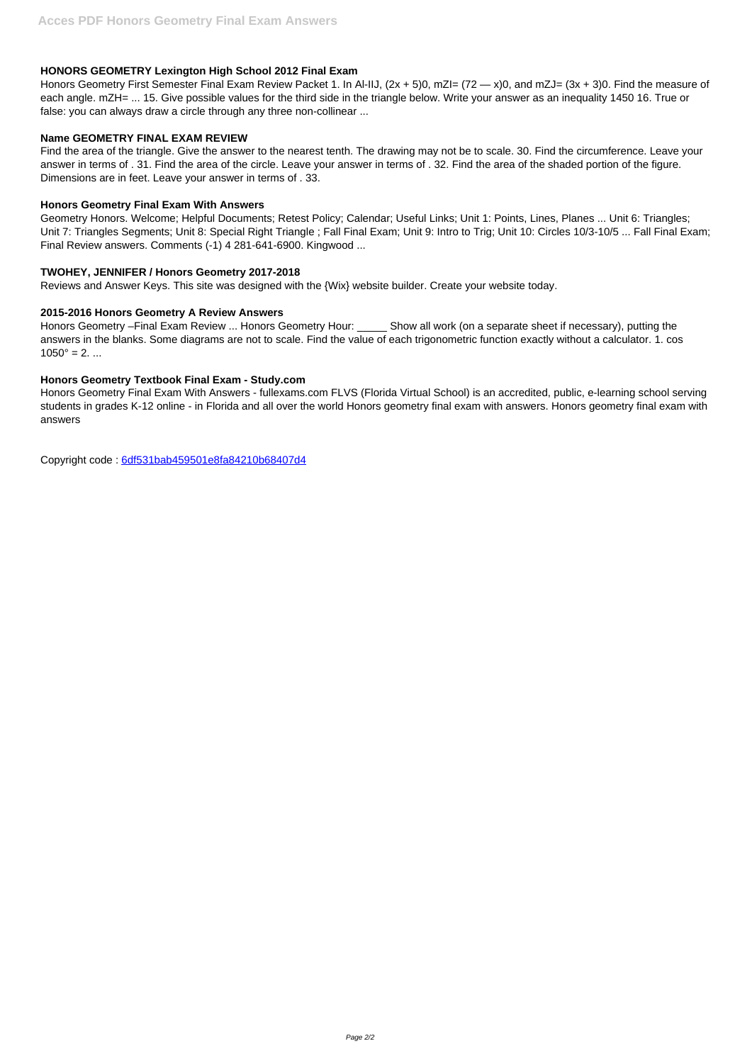### HONORS GEOMETRY Lexington High School 2012 Final Exam

Honors Geometry First Semester Final Exam Review Packet 1. In Al-IIJ, (2x + 5)0, mZI= (72 — x)0, and mZJ= (3x + 3)0. Find the measure of each angle. mZH= ... 15. Give possible values for the third side in the triangle below. Write your answer as an inequality 1450 16. True or false: you can always draw a circle through any three non-collinear ...

### Name GEOMETRY FINAL EXAM REVIEW

Find the area of the triangle. Give the answer to the nearest tenth. The drawing may not be to scale. 30. Find the circumference. Leave your answer in terms of . 31. Find the area of the circle. Leave your answer in terms of . 32. Find the area of the shaded portion of the figure. Dimensions are in feet. Leave your answer in terms of . 33.

### Honors Geometry Final Exam With Answers

Geometry Honors. Welcome; Helpful Documents; Retest Policy; Calendar; Useful Links; Unit 1: Points, Lines, Planes ... Unit 6: Triangles; Unit 7: Triangles Segments; Unit 8: Special Right Triangle ; Fall Final Exam; Unit 9: Intro to Trig; Unit 10: Circles 10/3-10/5 ... Fall Final Exam; Final Review answers. Comments (-1) 4 281-641-6900. Kingwood ...

### TWOHEY, JENNIFER / Honors Geometry 2017-2018

Reviews and Answer Keys. This site was designed with the {Wix} website builder. Create your website today.

### 2015-2016 Honors Geometry A Review Answers

Honors Geometry –Final Exam Review ... Honors Geometry Hour: _____ Show all work (on a separate sheet if necessary), putting the answers in the blanks. Some diagrams are not to scale. Find the value of each trigonometric function exactly without a calculator. 1. cos $1050° = 2.$ ...

### Honors Geometry Textbook Final Exam - Study.com

Honors Geometry Final Exam With Answers - fullexams.com FLVS (Florida Virtual School) is an accredited, public, e-learning school serving students in grades K-12 online - in Florida and all over the world Honors geometry final exam with answers. Honors geometry final exam with answers

Copyright code : 6df531bab459501e8fa84210b68407d4